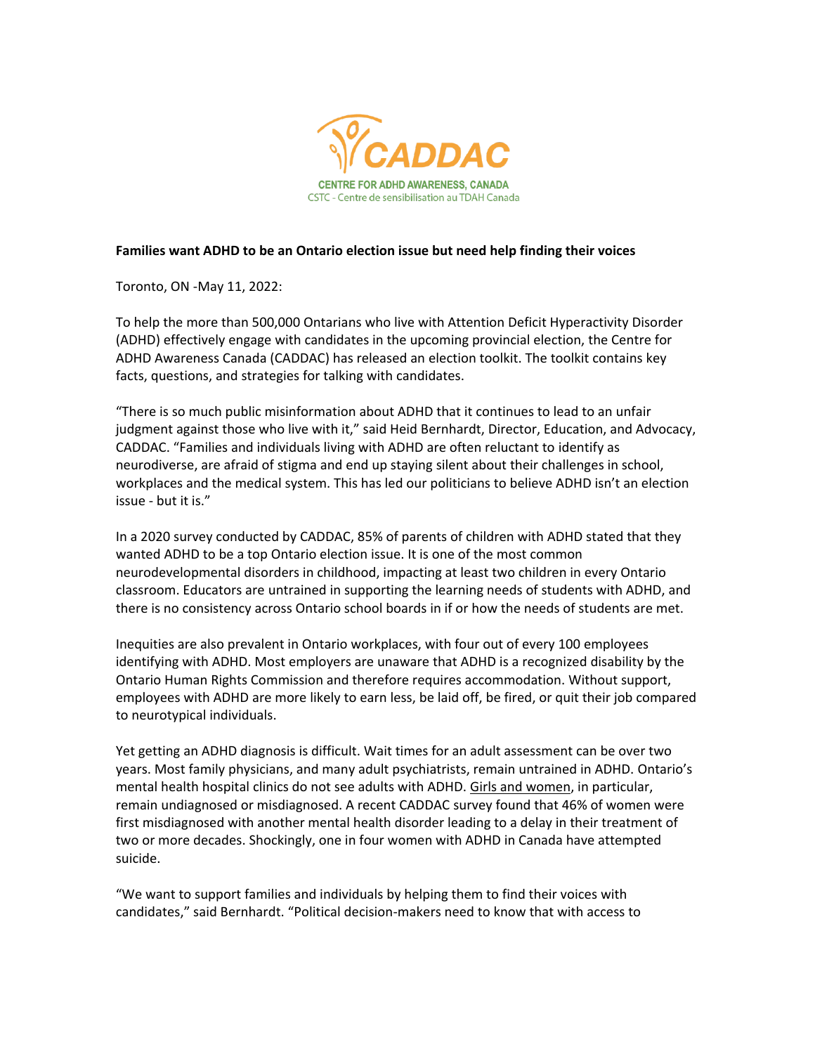CADDAC

CENTRE FOR ADHD AWARENESS, CANADA
CSTC - Centre de sensibilisation au TDAH Canada

**Families want ADHD to be an Ontario election issue but need help finding their voices**

Toronto, ON -May 11, 2022:

To help the more than 500,000 Ontarians who live with Attention Deficit Hyperactivity Disorder (ADHD) effectively engage with candidates in the upcoming provincial election, the Centre for ADHD Awareness Canada (CADDAC) has released an election toolkit. The toolkit contains key facts, questions, and strategies for talking with candidates.

"There is so much public misinformation about ADHD that it continues to lead to an unfair judgment against those who live with it," said Heid Bernhardt, Director, Education, and Advocacy, CADDAC. "Families and individuals living with ADHD are often reluctant to identify as neurodiverse, are afraid of stigma and end up staying silent about their challenges in school, workplaces and the medical system. This has led our politicians to believe ADHD isn't an election issue - but it is."

In a 2020 survey conducted by CADDAC, 85% of parents of children with ADHD stated that they wanted ADHD to be a top Ontario election issue. It is one of the most common neurodevelopmental disorders in childhood, impacting at least two children in every Ontario classroom. Educators are untrained in supporting the learning needs of students with ADHD, and there is no consistency across Ontario school boards in if or how the needs of students are met.

Inequities are also prevalent in Ontario workplaces, with four out of every 100 employees identifying with ADHD. Most employers are unaware that ADHD is a recognized disability by the Ontario Human Rights Commission and therefore requires accommodation. Without support, employees with ADHD are more likely to earn less, be laid off, be fired, or quit their job compared to neurotypical individuals.

Yet getting an ADHD diagnosis is difficult. Wait times for an adult assessment can be over two years. Most family physicians, and many adult psychiatrists, remain untrained in ADHD. Ontario's mental health hospital clinics do not see adults with ADHD. Girls and women, in particular, remain undiagnosed or misdiagnosed. A recent CADDAC survey found that 46% of women were first misdiagnosed with another mental health disorder leading to a delay in their treatment of two or more decades. Shockingly, one in four women with ADHD in Canada have attempted suicide.

"We want to support families and individuals by helping them to find their voices with candidates," said Bernhardt. "Political decision-makers need to know that with access to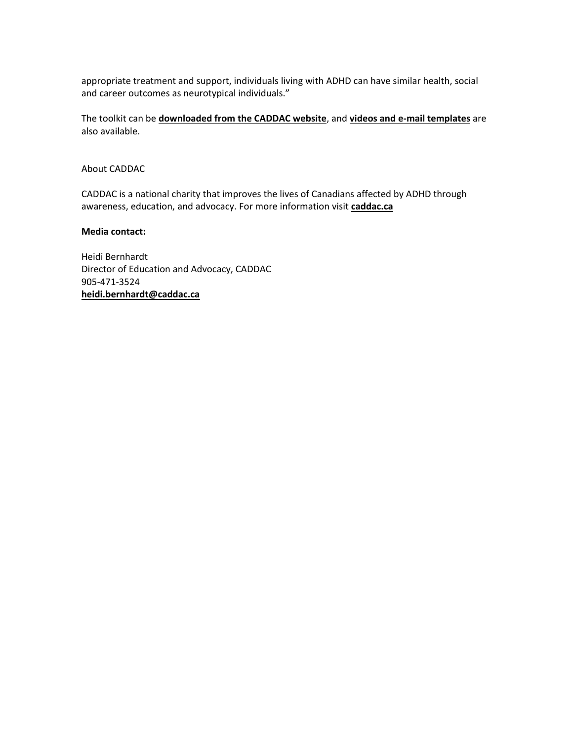appropriate treatment and support, individuals living with ADHD can have similar health, social and career outcomes as neurotypical individuals."

The toolkit can be **downloaded from the CADDAC website**, and **videos and e-mail templates** are also available.

About CADDAC

CADDAC is a national charity that improves the lives of Canadians affected by ADHD through awareness, education, and advocacy. For more information visit **caddac.ca**

**Media contact:**

Heidi Bernhardt
Director of Education and Advocacy, CADDAC
905-471-3524
**heidi.bernhardt@caddac.ca**